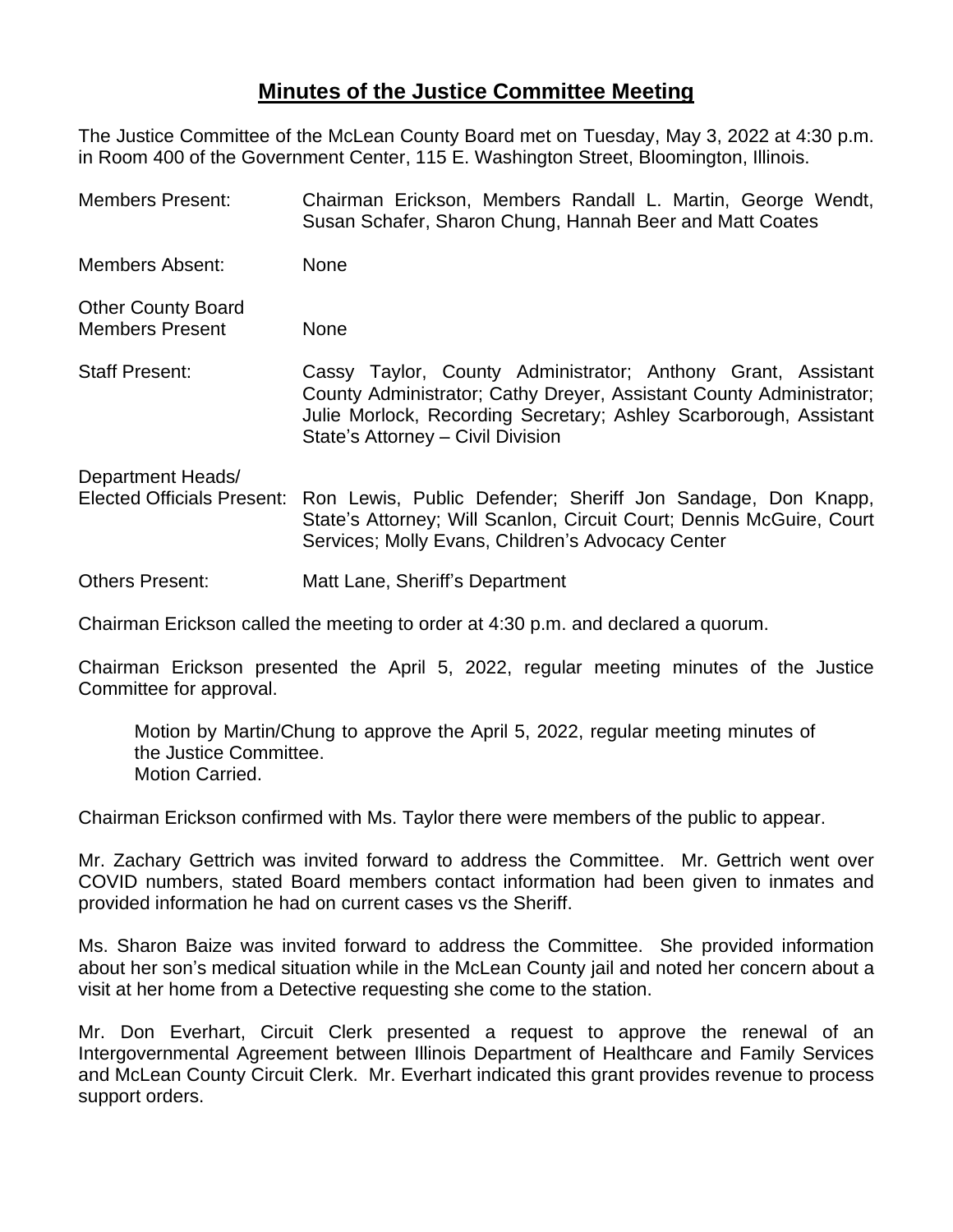# Minutes of the Justice Committee Meeting

The Justice Committee of the McLean County Board met on Tuesday, May 3, 2022 at 4:30 p.m. in Room 400 of the Government Center, 115 E. Washington Street, Bloomington, Illinois.

Members Present: Chairman Erickson, Members Randall L. Martin, George Wendt, Susan Schafer, Sharon Chung, Hannah Beer and Matt Coates

Members Absent: None

Other County Board Members Present: None

Staff Present: Cassy Taylor, County Administrator; Anthony Grant, Assistant County Administrator; Cathy Dreyer, Assistant County Administrator; Julie Morlock, Recording Secretary; Ashley Scarborough, Assistant State's Attorney – Civil Division

Department Heads/ Elected Officials Present: Ron Lewis, Public Defender; Sheriff Jon Sandage, Don Knapp, State's Attorney; Will Scanlon, Circuit Court; Dennis McGuire, Court Services; Molly Evans, Children's Advocacy Center

Others Present: Matt Lane, Sheriff's Department

Chairman Erickson called the meeting to order at 4:30 p.m. and declared a quorum.

Chairman Erickson presented the April 5, 2022, regular meeting minutes of the Justice Committee for approval.

> Motion by Martin/Chung to approve the April 5, 2022, regular meeting minutes of the Justice Committee.
> Motion Carried.

Chairman Erickson confirmed with Ms. Taylor there were members of the public to appear.

Mr. Zachary Gettrich was invited forward to address the Committee. Mr. Gettrich went over COVID numbers, stated Board members contact information had been given to inmates and provided information he had on current cases vs the Sheriff.

Ms. Sharon Baize was invited forward to address the Committee. She provided information about her son's medical situation while in the McLean County jail and noted her concern about a visit at her home from a Detective requesting she come to the station.

Mr. Don Everhart, Circuit Clerk presented a request to approve the renewal of an Intergovernmental Agreement between Illinois Department of Healthcare and Family Services and McLean County Circuit Clerk. Mr. Everhart indicated this grant provides revenue to process support orders.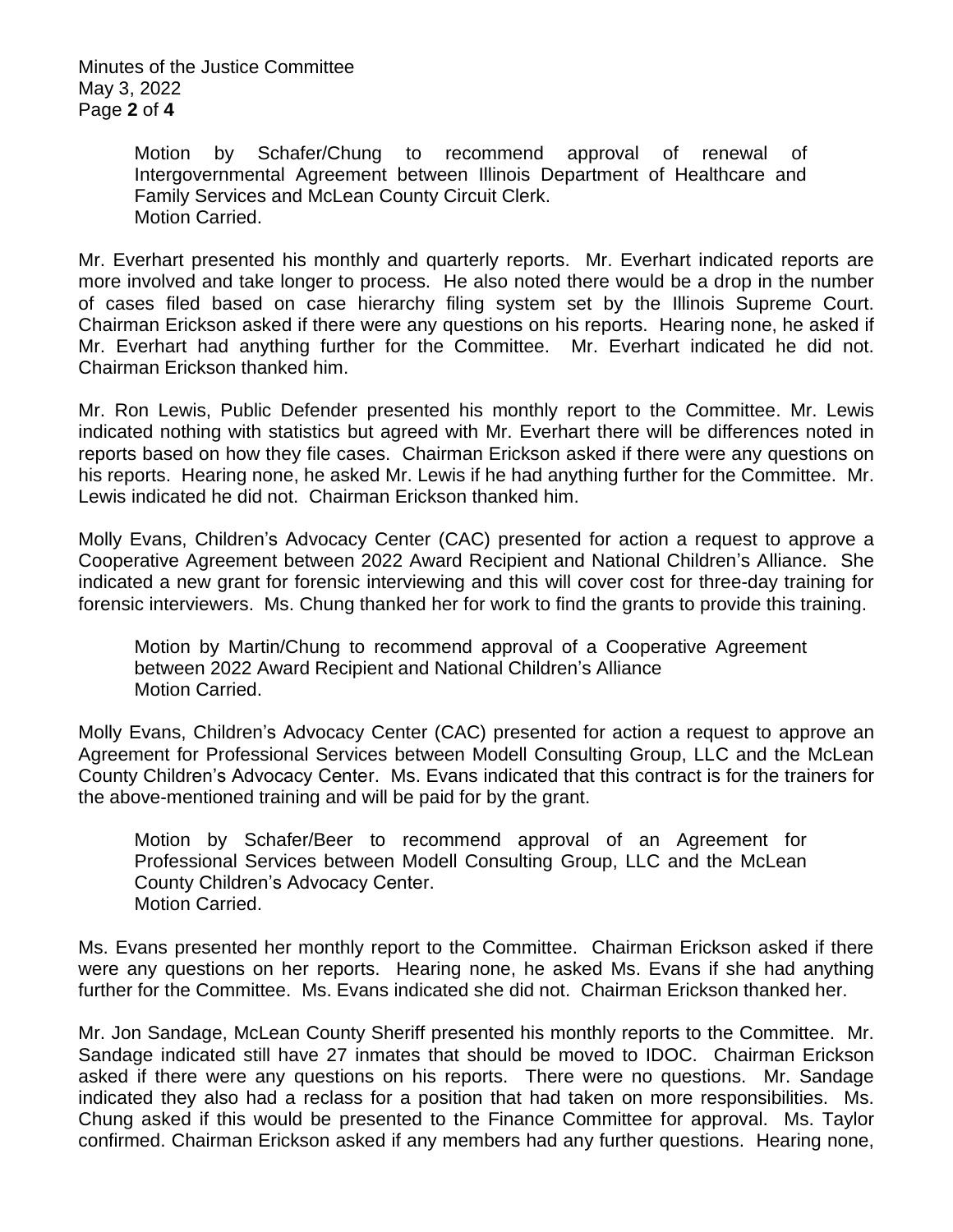Motion by Schafer/Chung to recommend approval of renewal of Intergovernmental Agreement between Illinois Department of Healthcare and Family Services and McLean County Circuit Clerk.
Motion Carried.

Mr. Everhart presented his monthly and quarterly reports. Mr. Everhart indicated reports are more involved and take longer to process. He also noted there would be a drop in the number of cases filed based on case hierarchy filing system set by the Illinois Supreme Court. Chairman Erickson asked if there were any questions on his reports. Hearing none, he asked if Mr. Everhart had anything further for the Committee. Mr. Everhart indicated he did not. Chairman Erickson thanked him.

Mr. Ron Lewis, Public Defender presented his monthly report to the Committee. Mr. Lewis indicated nothing with statistics but agreed with Mr. Everhart there will be differences noted in reports based on how they file cases. Chairman Erickson asked if there were any questions on his reports. Hearing none, he asked Mr. Lewis if he had anything further for the Committee. Mr. Lewis indicated he did not. Chairman Erickson thanked him.

Molly Evans, Children's Advocacy Center (CAC) presented for action a request to approve a Cooperative Agreement between 2022 Award Recipient and National Children's Alliance. She indicated a new grant for forensic interviewing and this will cover cost for three-day training for forensic interviewers. Ms. Chung thanked her for work to find the grants to provide this training.

Motion by Martin/Chung to recommend approval of a Cooperative Agreement between 2022 Award Recipient and National Children's Alliance
Motion Carried.

Molly Evans, Children's Advocacy Center (CAC) presented for action a request to approve an Agreement for Professional Services between Modell Consulting Group, LLC and the McLean County Children's Advocacy Center. Ms. Evans indicated that this contract is for the trainers for the above-mentioned training and will be paid for by the grant.

Motion by Schafer/Beer to recommend approval of an Agreement for Professional Services between Modell Consulting Group, LLC and the McLean County Children's Advocacy Center.
Motion Carried.

Ms. Evans presented her monthly report to the Committee. Chairman Erickson asked if there were any questions on her reports. Hearing none, he asked Ms. Evans if she had anything further for the Committee. Ms. Evans indicated she did not. Chairman Erickson thanked her.

Mr. Jon Sandage, McLean County Sheriff presented his monthly reports to the Committee. Mr. Sandage indicated still have 27 inmates that should be moved to IDOC. Chairman Erickson asked if there were any questions on his reports. There were no questions. Mr. Sandage indicated they also had a reclass for a position that had taken on more responsibilities. Ms. Chung asked if this would be presented to the Finance Committee for approval. Ms. Taylor confirmed. Chairman Erickson asked if any members had any further questions. Hearing none,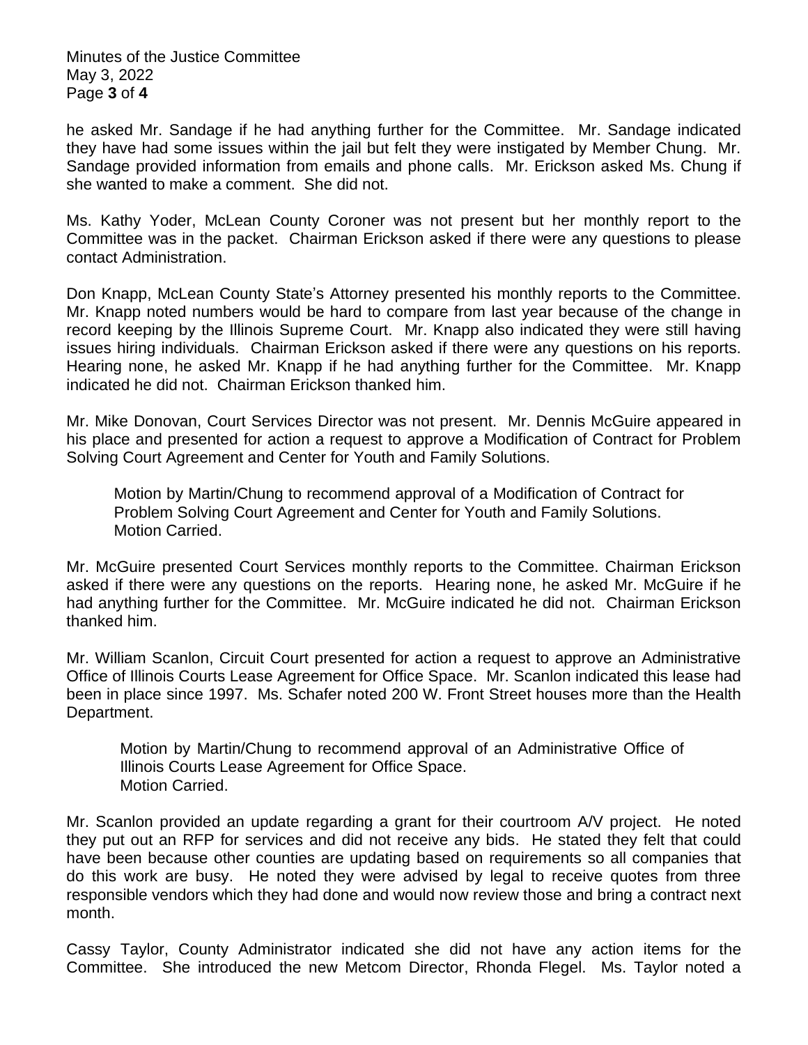he asked Mr. Sandage if he had anything further for the Committee. Mr. Sandage indicated they have had some issues within the jail but felt they were instigated by Member Chung. Mr. Sandage provided information from emails and phone calls. Mr. Erickson asked Ms. Chung if she wanted to make a comment. She did not.

Ms. Kathy Yoder, McLean County Coroner was not present but her monthly report to the Committee was in the packet. Chairman Erickson asked if there were any questions to please contact Administration.

Don Knapp, McLean County State's Attorney presented his monthly reports to the Committee. Mr. Knapp noted numbers would be hard to compare from last year because of the change in record keeping by the Illinois Supreme Court. Mr. Knapp also indicated they were still having issues hiring individuals. Chairman Erickson asked if there were any questions on his reports. Hearing none, he asked Mr. Knapp if he had anything further for the Committee. Mr. Knapp indicated he did not. Chairman Erickson thanked him.

Mr. Mike Donovan, Court Services Director was not present. Mr. Dennis McGuire appeared in his place and presented for action a request to approve a Modification of Contract for Problem Solving Court Agreement and Center for Youth and Family Solutions.

> Motion by Martin/Chung to recommend approval of a Modification of Contract for Problem Solving Court Agreement and Center for Youth and Family Solutions.
> Motion Carried.

Mr. McGuire presented Court Services monthly reports to the Committee. Chairman Erickson asked if there were any questions on the reports. Hearing none, he asked Mr. McGuire if he had anything further for the Committee. Mr. McGuire indicated he did not. Chairman Erickson thanked him.

Mr. William Scanlon, Circuit Court presented for action a request to approve an Administrative Office of Illinois Courts Lease Agreement for Office Space. Mr. Scanlon indicated this lease had been in place since 1997. Ms. Schafer noted 200 W. Front Street houses more than the Health Department.

> Motion by Martin/Chung to recommend approval of an Administrative Office of Illinois Courts Lease Agreement for Office Space.
> Motion Carried.

Mr. Scanlon provided an update regarding a grant for their courtroom A/V project. He noted they put out an RFP for services and did not receive any bids. He stated they felt that could have been because other counties are updating based on requirements so all companies that do this work are busy. He noted they were advised by legal to receive quotes from three responsible vendors which they had done and would now review those and bring a contract next month.

Cassy Taylor, County Administrator indicated she did not have any action items for the Committee. She introduced the new Metcom Director, Rhonda Flegel. Ms. Taylor noted a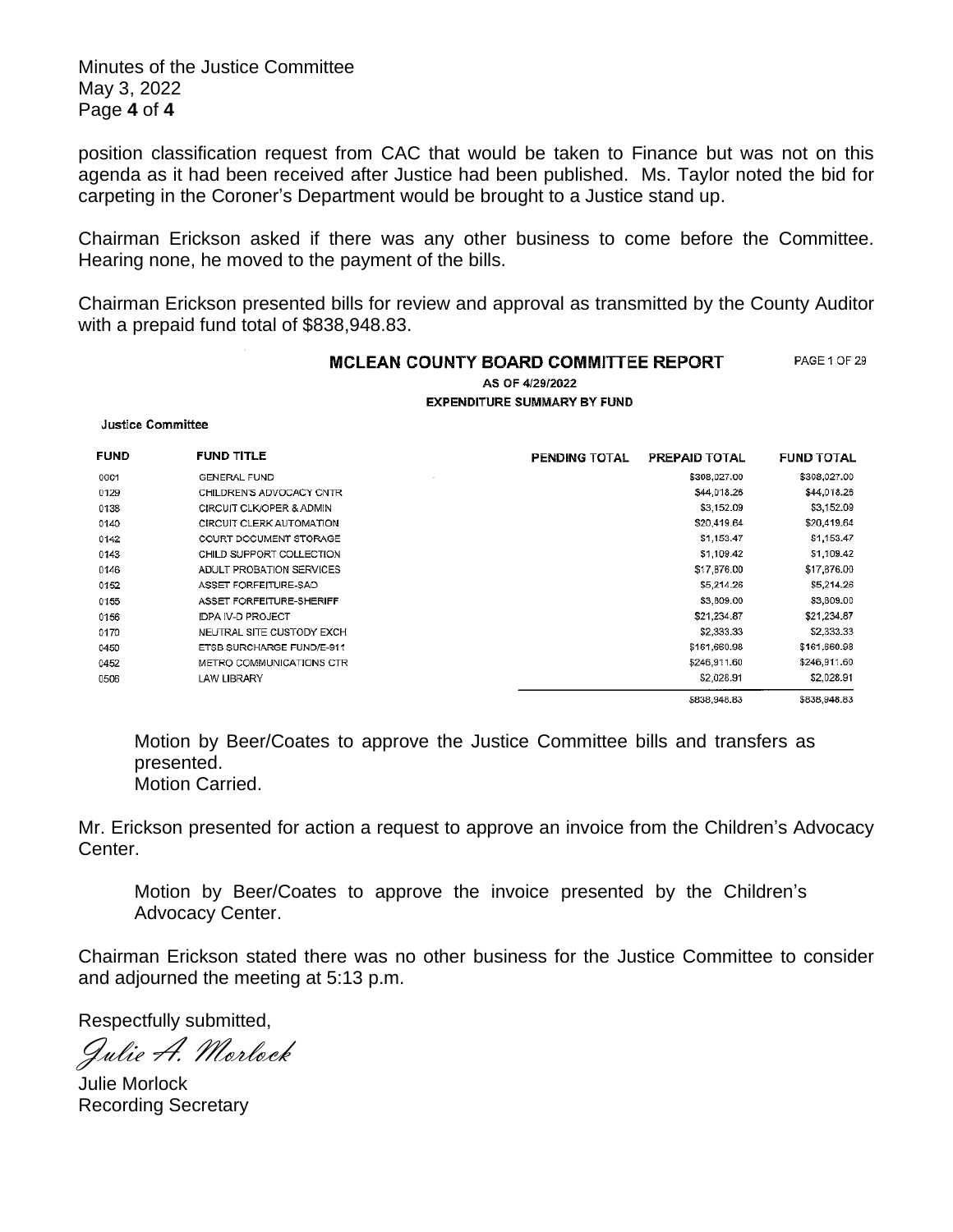position classification request from CAC that would be taken to Finance but was not on this agenda as it had been received after Justice had been published. Ms. Taylor noted the bid for carpeting in the Coroner's Department would be brought to a Justice stand up.

Chairman Erickson asked if there was any other business to come before the Committee. Hearing none, he moved to the payment of the bills.

Chairman Erickson presented bills for review and approval as transmitted by the County Auditor with a prepaid fund total of $838,948.83.

**MCLEAN COUNTY BOARD COMMITTEE REPORT** PAGE 1 OF 29

**AS OF 4/29/2022**

**EXPENDITURE SUMMARY BY FUND**

**Justice Committee**

| FUND | FUND TITLE | PENDING TOTAL | PREPAID TOTAL | FUND TOTAL |
|---|---|---|---|---|
| 0001 | GENERAL FUND | | $308,027.00 | $308,027.00 |
| 0129 | CHILDREN'S ADVOCACY CNTR | | $44,018.26 | $44,018.26 |
| 0138 | CIRCUIT CLK/OPER & ADMIN | | $3,152.09 | $3,152.09 |
| 0140 | CIRCUIT CLERK AUTOMATION | | $20,419.64 | $20,419.64 |
| 0142 | COURT DOCUMENT STORAGE | | $1,153.47 | $1,153.47 |
| 0143 | CHILD SUPPORT COLLECTION | | $1,109.42 | $1,109.42 |
| 0146 | ADULT PROBATION SERVICES | | $17,876.00 | $17,876.00 |
| 0152 | ASSET FORFEITURE-SAO | | $5,214.26 | $5,214.26 |
| 0155 | ASSET FORFEITURE-SHERIFF | | $3,809.00 | $3,809.00 |
| 0156 | IDPA IV-D PROJECT | | $21,234.87 | $21,234.87 |
| 0170 | NEUTRAL SITE CUSTODY EXCH | | $2,333.33 | $2,333.33 |
| 0450 | ETSB SURCHARGE FUND/E-911 | | $161,660.98 | $161,660.98 |
| 0452 | METRO COMMUNICATIONS CTR | | $246,911.60 | $246,911.60 |
| 0506 | LAW LIBRARY | | $2,028.91 | $2,028.91 |
| | | | $838,948.83 | $838,948.83 |

Motion by Beer/Coates to approve the Justice Committee bills and transfers as presented.
Motion Carried.

Mr. Erickson presented for action a request to approve an invoice from the Children's Advocacy Center.

Motion by Beer/Coates to approve the invoice presented by the Children's Advocacy Center.

Chairman Erickson stated there was no other business for the Justice Committee to consider and adjourned the meeting at 5:13 p.m.

Respectfully submitted,

*Julie A. Morlock*

Julie Morlock
Recording Secretary